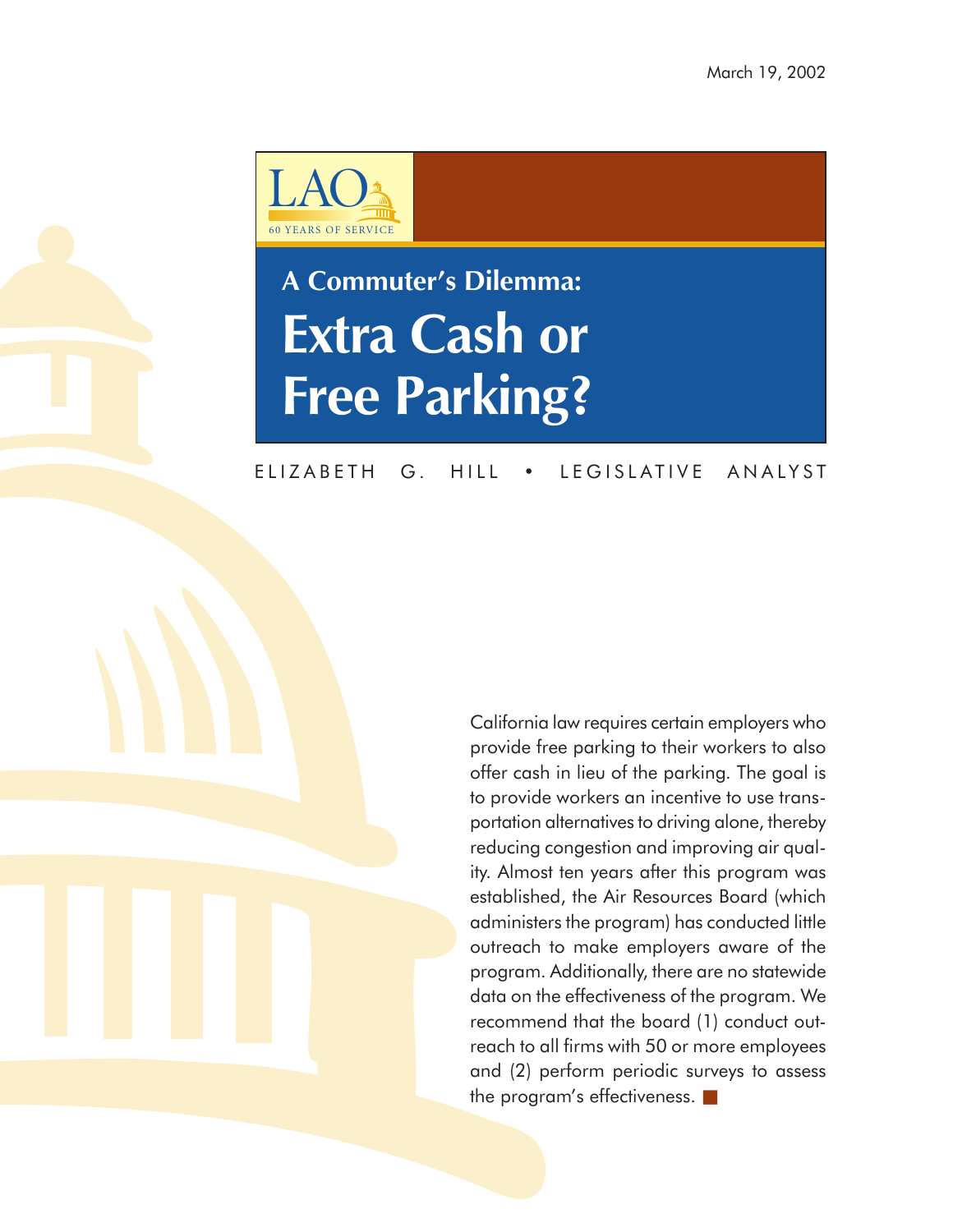March 19, 2002

LAO

60 YEARS OF SERVICE

## A Commuter's Dilemma:

# Extra Cash or Free Parking?

ELIZABETH G. HILL • LEGISLATIVE ANALYST

California law requires certain employers who provide free parking to their workers to also offer cash in lieu of the parking. The goal is to provide workers an incentive to use transportation alternatives to driving alone, thereby reducing congestion and improving air quality. Almost ten years after this program was established, the Air Resources Board (which administers the program) has conducted little outreach to make employers aware of the program. Additionally, there are no statewide data on the effectiveness of the program. We recommend that the board (1) conduct outreach to all firms with 50 or more employees and (2) perform periodic surveys to assess the program's effectiveness. ■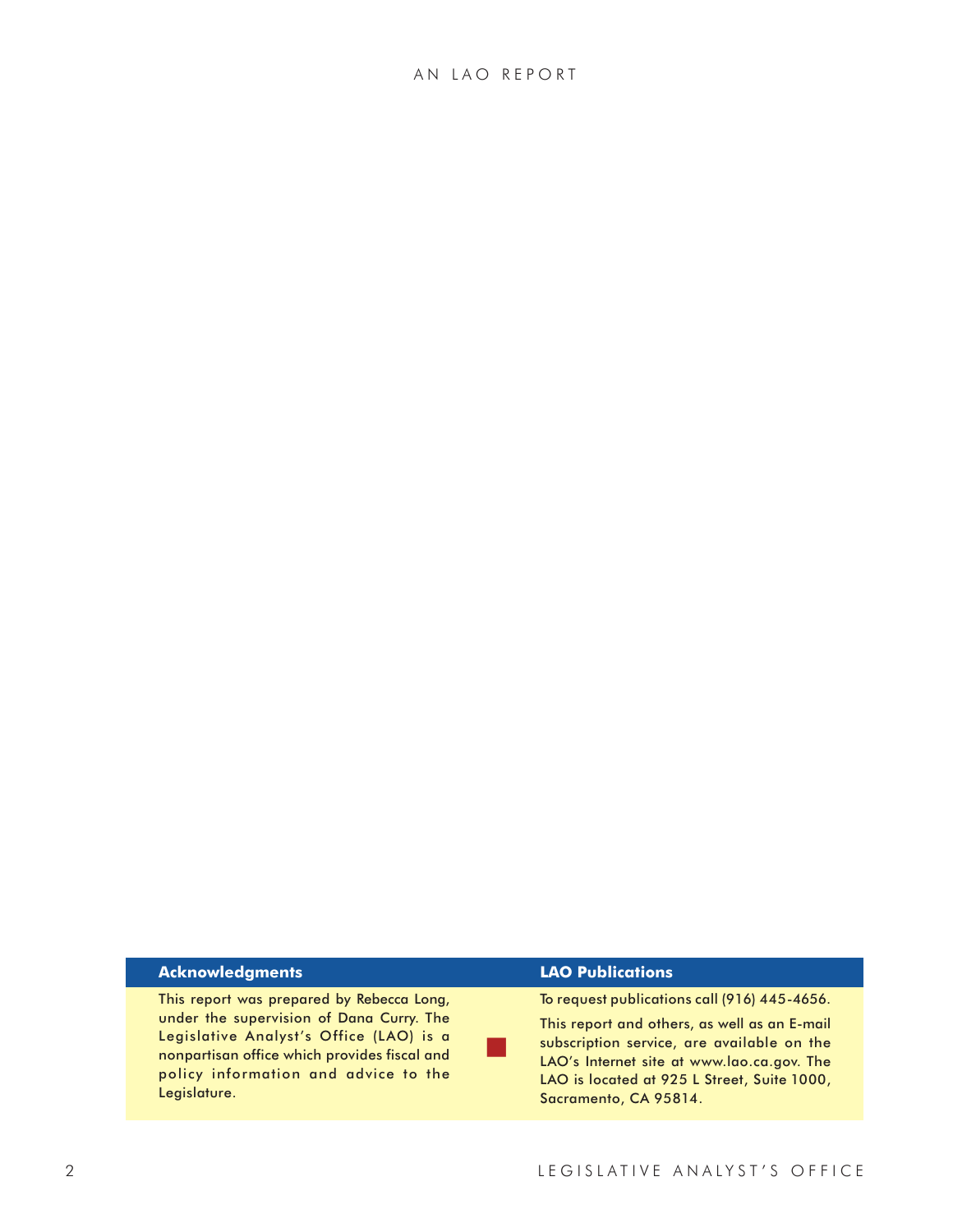## Acknowledgments

This report was prepared by Rebecca Long, under the supervision of Dana Curry. The Legislative Analyst's Office (LAO) is a nonpartisan office which provides fiscal and policy information and advice to the Legislature.

## LAO Publications

To request publications call (916) 445-4656.

This report and others, as well as an E-mail subscription service, are available on the LAO's Internet site at www.lao.ca.gov. The LAO is located at 925 L Street, Suite 1000, Sacramento, CA 95814.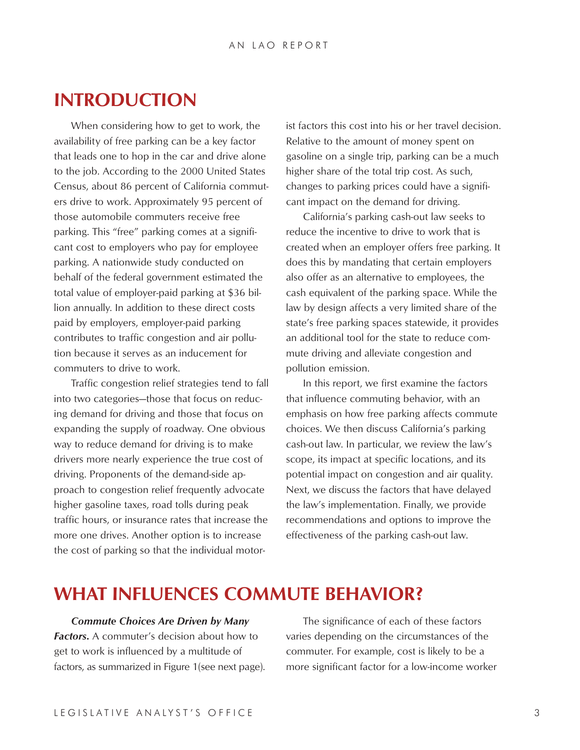# INTRODUCTION

When considering how to get to work, the availability of free parking can be a key factor that leads one to hop in the car and drive alone to the job. According to the 2000 United States Census, about 86 percent of California commuters drive to work. Approximately 95 percent of those automobile commuters receive free parking. This "free" parking comes at a significant cost to employers who pay for employee parking. A nationwide study conducted on behalf of the federal government estimated the total value of employer-paid parking at $36 billion annually. In addition to these direct costs paid by employers, employer-paid parking contributes to traffic congestion and air pollution because it serves as an inducement for commuters to drive to work.

Traffic congestion relief strategies tend to fall into two categories—those that focus on reducing demand for driving and those that focus on expanding the supply of roadway. One obvious way to reduce demand for driving is to make drivers more nearly experience the true cost of driving. Proponents of the demand-side approach to congestion relief frequently advocate higher gasoline taxes, road tolls during peak traffic hours, or insurance rates that increase the more one drives. Another option is to increase the cost of parking so that the individual motorist factors this cost into his or her travel decision. Relative to the amount of money spent on gasoline on a single trip, parking can be a much higher share of the total trip cost. As such, changes to parking prices could have a significant impact on the demand for driving.

California's parking cash-out law seeks to reduce the incentive to drive to work that is created when an employer offers free parking. It does this by mandating that certain employers also offer as an alternative to employees, the cash equivalent of the parking space. While the law by design affects a very limited share of the state's free parking spaces statewide, it provides an additional tool for the state to reduce commute driving and alleviate congestion and pollution emission.

In this report, we first examine the factors that influence commuting behavior, with an emphasis on how free parking affects commute choices. We then discuss California's parking cash-out law. In particular, we review the law's scope, its impact at specific locations, and its potential impact on congestion and air quality. Next, we discuss the factors that have delayed the law's implementation. Finally, we provide recommendations and options to improve the effectiveness of the parking cash-out law.

# WHAT INFLUENCES COMMUTE BEHAVIOR?

***Commute Choices Are Driven by Many Factors.*** A commuter's decision about how to get to work is influenced by a multitude of factors, as summarized in Figure 1(see next page).

The significance of each of these factors varies depending on the circumstances of the commuter. For example, cost is likely to be a more significant factor for a low-income worker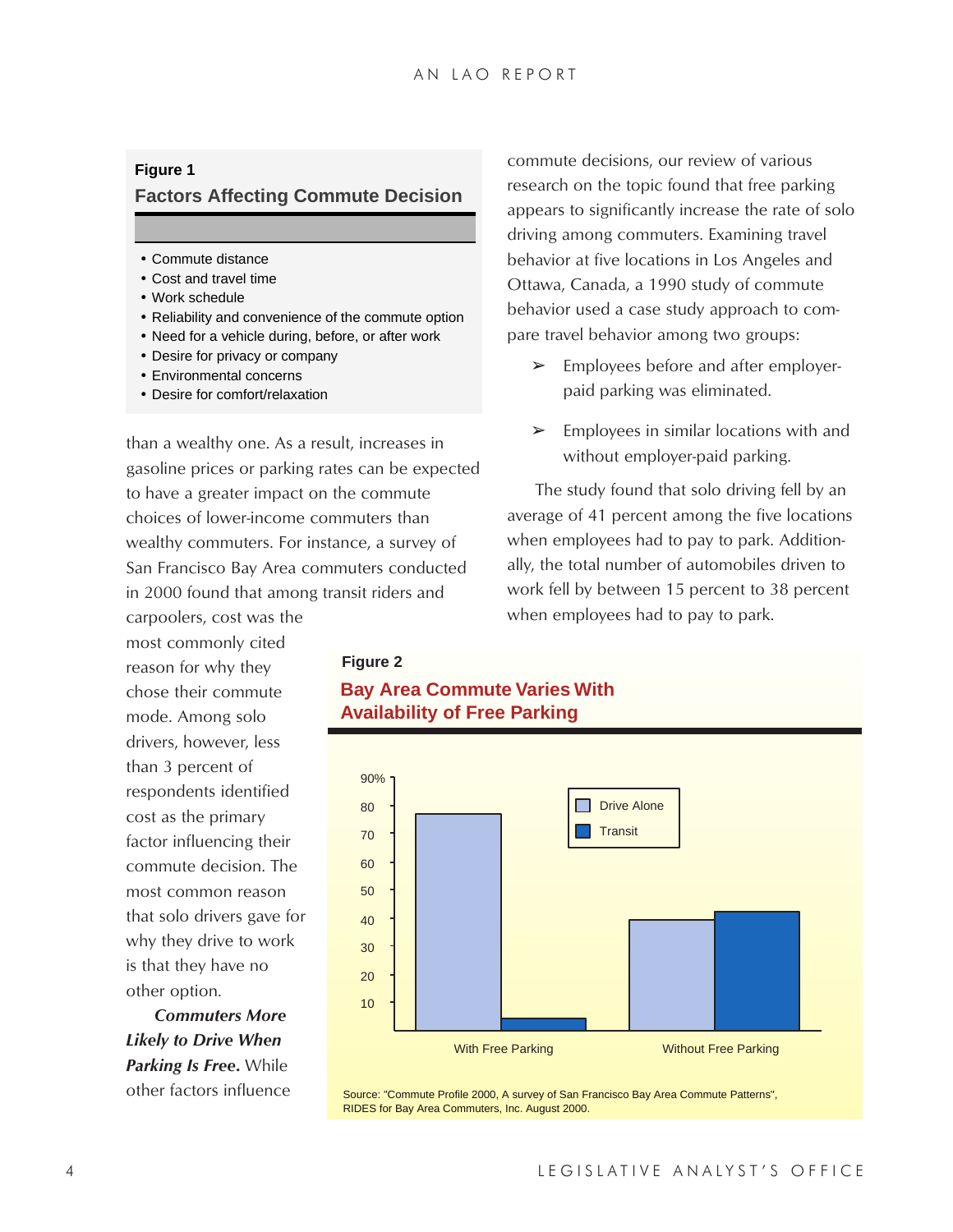**Figure 1**

**Factors Affecting Commute Decision**

- Commute distance
- Cost and travel time
- Work schedule
- Reliability and convenience of the commute option
- Need for a vehicle during, before, or after work
- Desire for privacy or company
- Environmental concerns
- Desire for comfort/relaxation

than a wealthy one. As a result, increases in gasoline prices or parking rates can be expected to have a greater impact on the commute choices of lower-income commuters than wealthy commuters. For instance, a survey of San Francisco Bay Area commuters conducted in 2000 found that among transit riders and carpoolers, cost was the most commonly cited reason for why they chose their commute mode. Among solo drivers, however, less than 3 percent of respondents identified cost as the primary factor influencing their commute decision. The most common reason that solo drivers gave for why they drive to work is that they have no other option.

***Commuters More Likely to Drive When Parking Is Free.*** While other factors influence commute decisions, our review of various research on the topic found that free parking appears to significantly increase the rate of solo driving among commuters. Examining travel behavior at five locations in Los Angeles and Ottawa, Canada, a 1990 study of commute behavior used a case study approach to compare travel behavior among two groups:

- Employees before and after employer-paid parking was eliminated.
- Employees in similar locations with and without employer-paid parking.

The study found that solo driving fell by an average of 41 percent among the five locations when employees had to pay to park. Additionally, the total number of automobiles driven to work fell by between 15 percent to 38 percent when employees had to pay to park.

**Figure 2**

**Bay Area Commute Varies With Availability of Free Parking**

| | Drive Alone | Transit |
|---|---|---|
| With Free Parking | ~77% | ~4% |
| Without Free Parking | ~39% | ~42% |

Source: "Commute Profile 2000, A survey of San Francisco Bay Area Commute Patterns", RIDES for Bay Area Commuters, Inc. August 2000.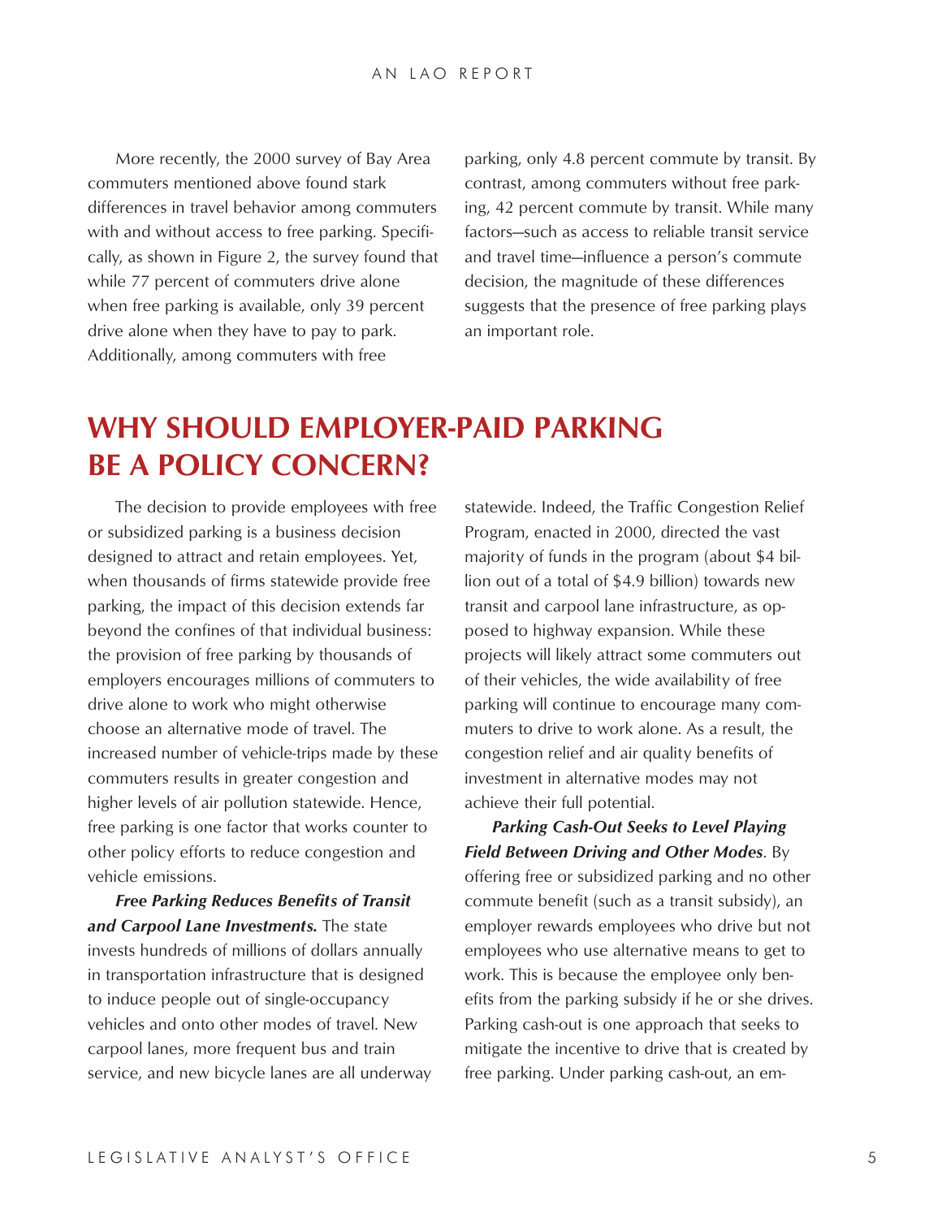More recently, the 2000 survey of Bay Area commuters mentioned above found stark differences in travel behavior among commuters with and without access to free parking. Specifically, as shown in Figure 2, the survey found that while 77 percent of commuters drive alone when free parking is available, only 39 percent drive alone when they have to pay to park. Additionally, among commuters with free parking, only 4.8 percent commute by transit. By contrast, among commuters without free parking, 42 percent commute by transit. While many factors—such as access to reliable transit service and travel time—influence a person's commute decision, the magnitude of these differences suggests that the presence of free parking plays an important role.

# WHY SHOULD EMPLOYER-PAID PARKING BE A POLICY CONCERN?

The decision to provide employees with free or subsidized parking is a business decision designed to attract and retain employees. Yet, when thousands of firms statewide provide free parking, the impact of this decision extends far beyond the confines of that individual business: the provision of free parking by thousands of employers encourages millions of commuters to drive alone to work who might otherwise choose an alternative mode of travel. The increased number of vehicle-trips made by these commuters results in greater congestion and higher levels of air pollution statewide. Hence, free parking is one factor that works counter to other policy efforts to reduce congestion and vehicle emissions.

***Free Parking Reduces Benefits of Transit and Carpool Lane Investments.*** The state invests hundreds of millions of dollars annually in transportation infrastructure that is designed to induce people out of single-occupancy vehicles and onto other modes of travel. New carpool lanes, more frequent bus and train service, and new bicycle lanes are all underway statewide. Indeed, the Traffic Congestion Relief Program, enacted in 2000, directed the vast majority of funds in the program (about $4 billion out of a total of $4.9 billion) towards new transit and carpool lane infrastructure, as opposed to highway expansion. While these projects will likely attract some commuters out of their vehicles, the wide availability of free parking will continue to encourage many commuters to drive to work alone. As a result, the congestion relief and air quality benefits of investment in alternative modes may not achieve their full potential.

***Parking Cash-Out Seeks to Level Playing Field Between Driving and Other Modes.*** By offering free or subsidized parking and no other commute benefit (such as a transit subsidy), an employer rewards employees who drive but not employees who use alternative means to get to work. This is because the employee only benefits from the parking subsidy if he or she drives. Parking cash-out is one approach that seeks to mitigate the incentive to drive that is created by free parking. Under parking cash-out, an em-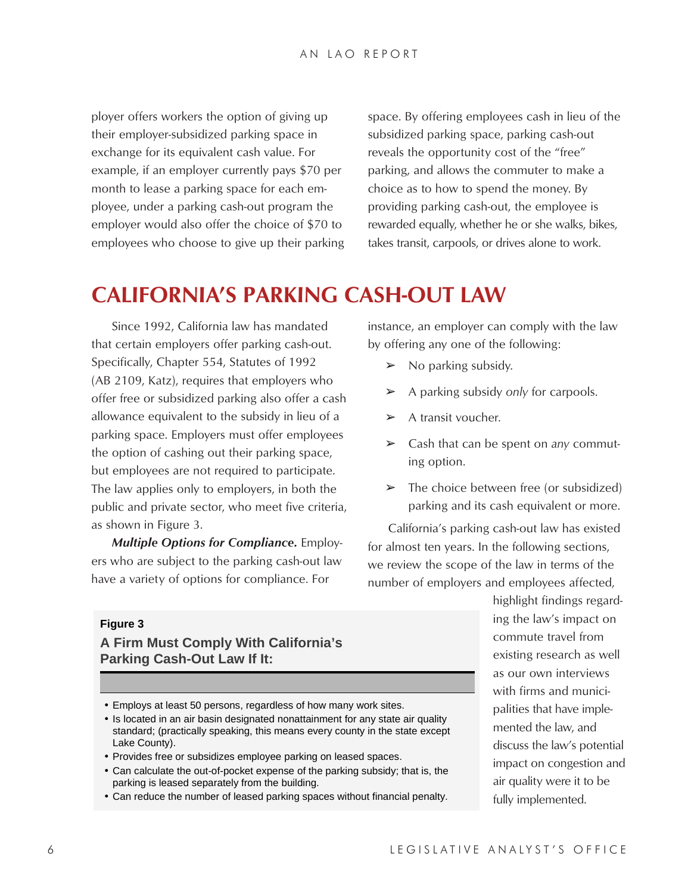ployer offers workers the option of giving up their employer-subsidized parking space in exchange for its equivalent cash value. For example, if an employer currently pays $70 per month to lease a parking space for each employee, under a parking cash-out program the employer would also offer the choice of $70 to employees who choose to give up their parking space. By offering employees cash in lieu of the subsidized parking space, parking cash-out reveals the opportunity cost of the "free" parking, and allows the commuter to make a choice as to how to spend the money. By providing parking cash-out, the employee is rewarded equally, whether he or she walks, bikes, takes transit, carpools, or drives alone to work.

# CALIFORNIA'S PARKING CASH-OUT LAW

Since 1992, California law has mandated that certain employers offer parking cash-out. Specifically, Chapter 554, Statutes of 1992 (AB 2109, Katz), requires that employers who offer free or subsidized parking also offer a cash allowance equivalent to the subsidy in lieu of a parking space. Employers must offer employees the option of cashing out their parking space, but employees are not required to participate. The law applies only to employers, in both the public and private sector, who meet five criteria, as shown in Figure 3.

***Multiple Options for Compliance.*** Employers who are subject to the parking cash-out law have a variety of options for compliance. For instance, an employer can comply with the law by offering any one of the following:

- No parking subsidy.
- A parking subsidy *only* for carpools.
- A transit voucher.
- Cash that can be spent on *any* commuting option.
- The choice between free (or subsidized) parking and its cash equivalent or more.

California's parking cash-out law has existed for almost ten years. In the following sections, we review the scope of the law in terms of the number of employers and employees affected, highlight findings regarding the law's impact on commute travel from existing research as well as our own interviews with firms and municipalities that have implemented the law, and discuss the law's potential impact on congestion and air quality were it to be fully implemented.

**Figure 3**

**A Firm Must Comply With California's Parking Cash-Out Law If It:**

- Employs at least 50 persons, regardless of how many work sites.
- Is located in an air basin designated nonattainment for any state air quality standard; (practically speaking, this means every county in the state except Lake County).
- Provides free or subsidizes employee parking on leased spaces.
- Can calculate the out-of-pocket expense of the parking subsidy; that is, the parking is leased separately from the building.
- Can reduce the number of leased parking spaces without financial penalty.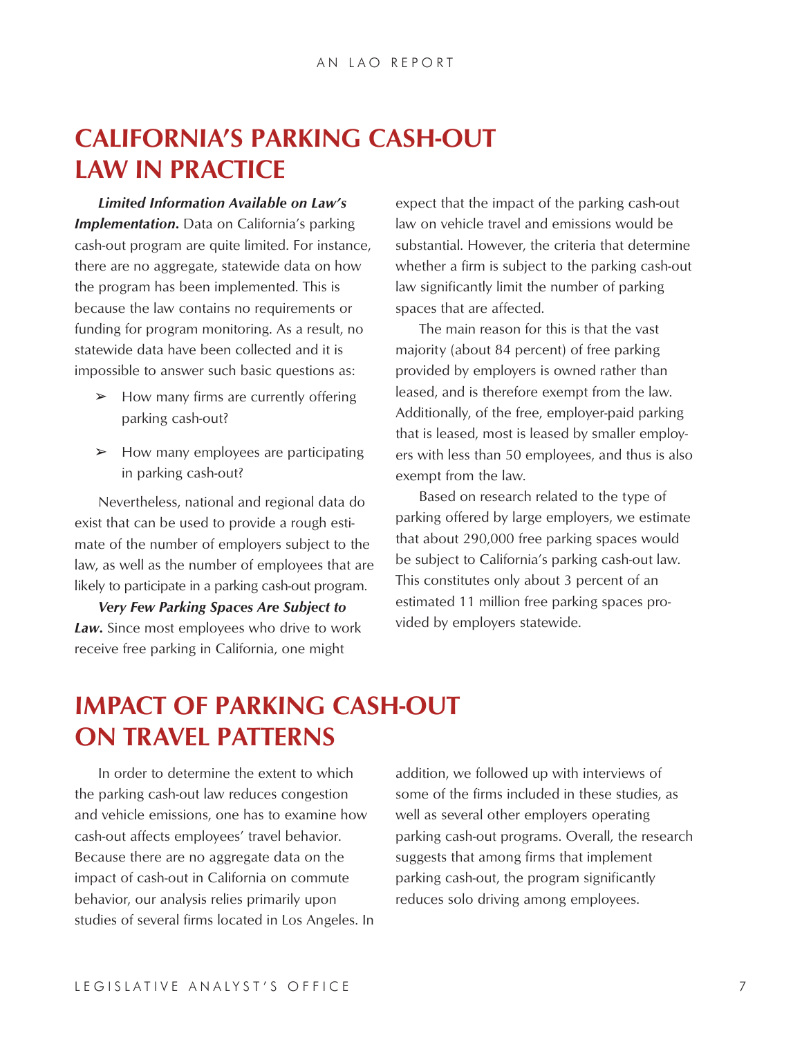## CALIFORNIA'S PARKING CASH-OUT LAW IN PRACTICE

***Limited Information Available on Law's Implementation.*** Data on California's parking cash-out program are quite limited. For instance, there are no aggregate, statewide data on how the program has been implemented. This is because the law contains no requirements or funding for program monitoring. As a result, no statewide data have been collected and it is impossible to answer such basic questions as:

- How many firms are currently offering parking cash-out?
- How many employees are participating in parking cash-out?

Nevertheless, national and regional data do exist that can be used to provide a rough estimate of the number of employers subject to the law, as well as the number of employees that are likely to participate in a parking cash-out program.

***Very Few Parking Spaces Are Subject to Law.*** Since most employees who drive to work receive free parking in California, one might expect that the impact of the parking cash-out law on vehicle travel and emissions would be substantial. However, the criteria that determine whether a firm is subject to the parking cash-out law significantly limit the number of parking spaces that are affected.

The main reason for this is that the vast majority (about 84 percent) of free parking provided by employers is owned rather than leased, and is therefore exempt from the law. Additionally, of the free, employer-paid parking that is leased, most is leased by smaller employers with less than 50 employees, and thus is also exempt from the law.

Based on research related to the type of parking offered by large employers, we estimate that about 290,000 free parking spaces would be subject to California's parking cash-out law. This constitutes only about 3 percent of an estimated 11 million free parking spaces provided by employers statewide.

## IMPACT OF PARKING CASH-OUT ON TRAVEL PATTERNS

In order to determine the extent to which the parking cash-out law reduces congestion and vehicle emissions, one has to examine how cash-out affects employees' travel behavior. Because there are no aggregate data on the impact of cash-out in California on commute behavior, our analysis relies primarily upon studies of several firms located in Los Angeles. In addition, we followed up with interviews of some of the firms included in these studies, as well as several other employers operating parking cash-out programs. Overall, the research suggests that among firms that implement parking cash-out, the program significantly reduces solo driving among employees.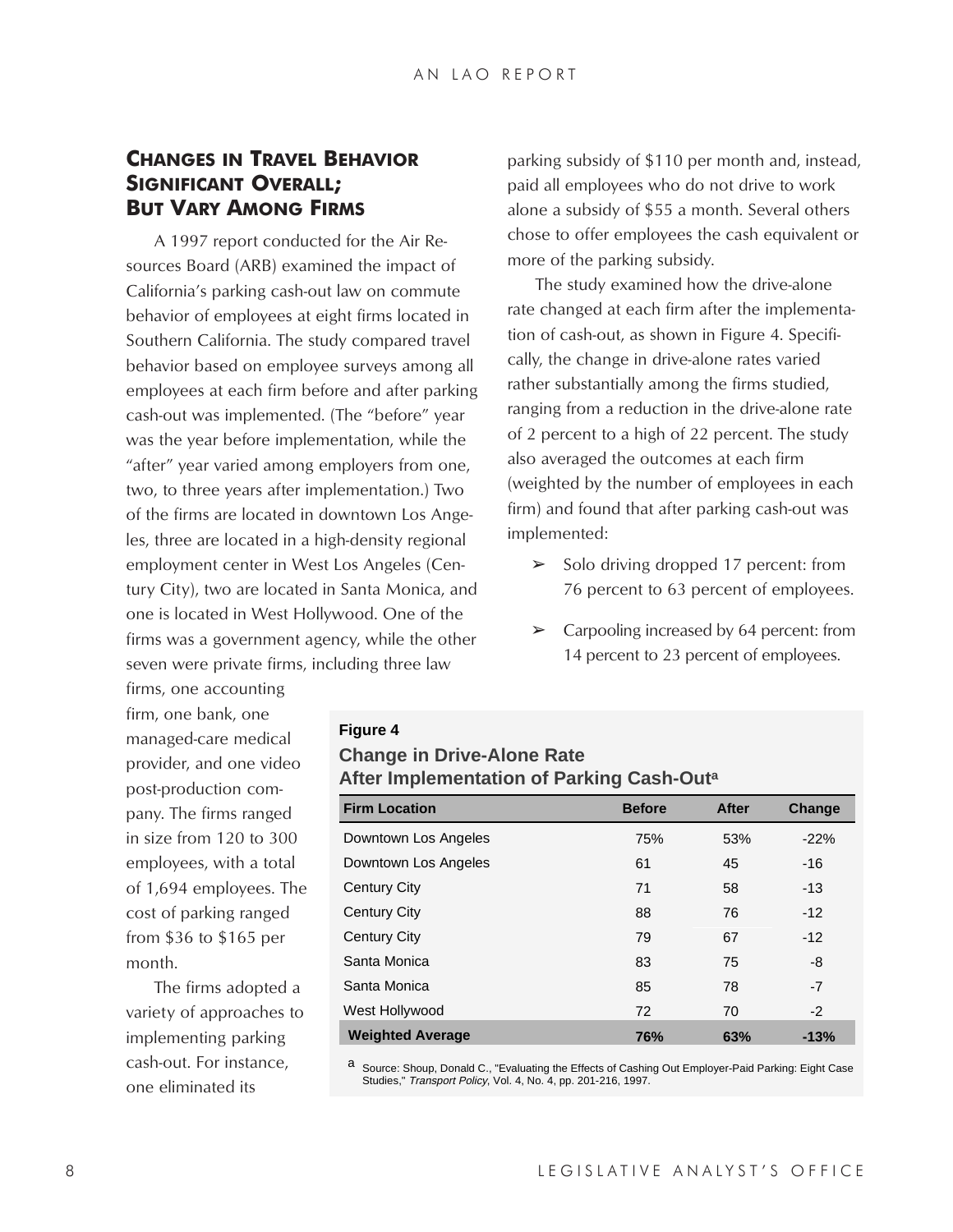## Changes in Travel Behavior Significant Overall; But Vary Among Firms

A 1997 report conducted for the Air Resources Board (ARB) examined the impact of California's parking cash-out law on commute behavior of employees at eight firms located in Southern California. The study compared travel behavior based on employee surveys among all employees at each firm before and after parking cash-out was implemented. (The "before" year was the year before implementation, while the "after" year varied among employers from one, two, to three years after implementation.) Two of the firms are located in downtown Los Angeles, three are located in a high-density regional employment center in West Los Angeles (Century City), two are located in Santa Monica, and one is located in West Hollywood. One of the firms was a government agency, while the other seven were private firms, including three law firms, one accounting firm, one bank, one managed-care medical provider, and one video post-production company. The firms ranged in size from 120 to 300 employees, with a total of 1,694 employees. The cost of parking ranged from $36 to $165 per month.

The firms adopted a variety of approaches to implementing parking cash-out. For instance, one eliminated its parking subsidy of $110 per month and, instead, paid all employees who do not drive to work alone a subsidy of $55 a month. Several others chose to offer employees the cash equivalent or more of the parking subsidy.

The study examined how the drive-alone rate changed at each firm after the implementation of cash-out, as shown in Figure 4. Specifically, the change in drive-alone rates varied rather substantially among the firms studied, ranging from a reduction in the drive-alone rate of 2 percent to a high of 22 percent. The study also averaged the outcomes at each firm (weighted by the number of employees in each firm) and found that after parking cash-out was implemented:

- Solo driving dropped 17 percent: from 76 percent to 63 percent of employees.
- Carpooling increased by 64 percent: from 14 percent to 23 percent of employees.

**Figure 4**

**Change in Drive-Alone Rate After Implementation of Parking Cash-Out[a]**

| Firm Location | Before | After | Change |
|---|---|---|---|
| Downtown Los Angeles | 75% | 53% | -22% |
| Downtown Los Angeles | 61 | 45 | -16 |
| Century City | 71 | 58 | -13 |
| Century City | 88 | 76 | -12 |
| Century City | 79 | 67 | -12 |
| Santa Monica | 83 | 75 | -8 |
| Santa Monica | 85 | 78 | -7 |
| West Hollywood | 72 | 70 | -2 |
| **Weighted Average** | **76%** | **63%** | **-13%** |

[a] Source: Shoup, Donald C., "Evaluating the Effects of Cashing Out Employer-Paid Parking: Eight Case Studies," *Transport Policy*, Vol. 4, No. 4, pp. 201-216, 1997.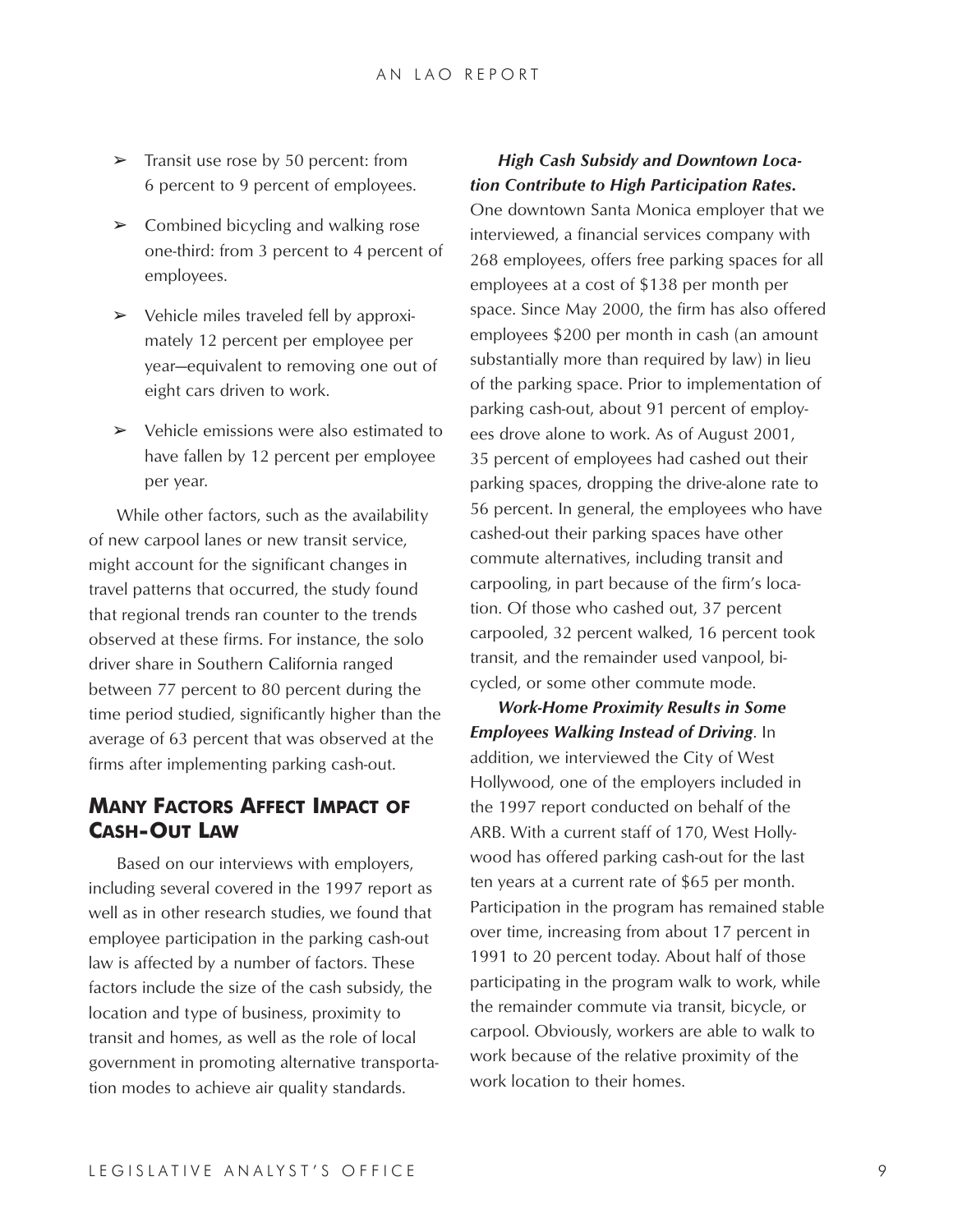- Transit use rose by 50 percent: from 6 percent to 9 percent of employees.
- Combined bicycling and walking rose one-third: from 3 percent to 4 percent of employees.
- Vehicle miles traveled fell by approximately 12 percent per employee per year—equivalent to removing one out of eight cars driven to work.
- Vehicle emissions were also estimated to have fallen by 12 percent per employee per year.

While other factors, such as the availability of new carpool lanes or new transit service, might account for the significant changes in travel patterns that occurred, the study found that regional trends ran counter to the trends observed at these firms. For instance, the solo driver share in Southern California ranged between 77 percent to 80 percent during the time period studied, significantly higher than the average of 63 percent that was observed at the firms after implementing parking cash-out.

## MANY FACTORS AFFECT IMPACT OF CASH-OUT LAW

Based on our interviews with employers, including several covered in the 1997 report as well as in other research studies, we found that employee participation in the parking cash-out law is affected by a number of factors. These factors include the size of the cash subsidy, the location and type of business, proximity to transit and homes, as well as the role of local government in promoting alternative transportation modes to achieve air quality standards.

***High Cash Subsidy and Downtown Location Contribute to High Participation Rates.*** One downtown Santa Monica employer that we interviewed, a financial services company with 268 employees, offers free parking spaces for all employees at a cost of $138 per month per space. Since May 2000, the firm has also offered employees $200 per month in cash (an amount substantially more than required by law) in lieu of the parking space. Prior to implementation of parking cash-out, about 91 percent of employees drove alone to work. As of August 2001, 35 percent of employees had cashed out their parking spaces, dropping the drive-alone rate to 56 percent. In general, the employees who have cashed-out their parking spaces have other commute alternatives, including transit and carpooling, in part because of the firm's location. Of those who cashed out, 37 percent carpooled, 32 percent walked, 16 percent took transit, and the remainder used vanpool, bicycled, or some other commute mode.

***Work-Home Proximity Results in Some Employees Walking Instead of Driving.*** In addition, we interviewed the City of West Hollywood, one of the employers included in the 1997 report conducted on behalf of the ARB. With a current staff of 170, West Hollywood has offered parking cash-out for the last ten years at a current rate of $65 per month. Participation in the program has remained stable over time, increasing from about 17 percent in 1991 to 20 percent today. About half of those participating in the program walk to work, while the remainder commute via transit, bicycle, or carpool. Obviously, workers are able to walk to work because of the relative proximity of the work location to their homes.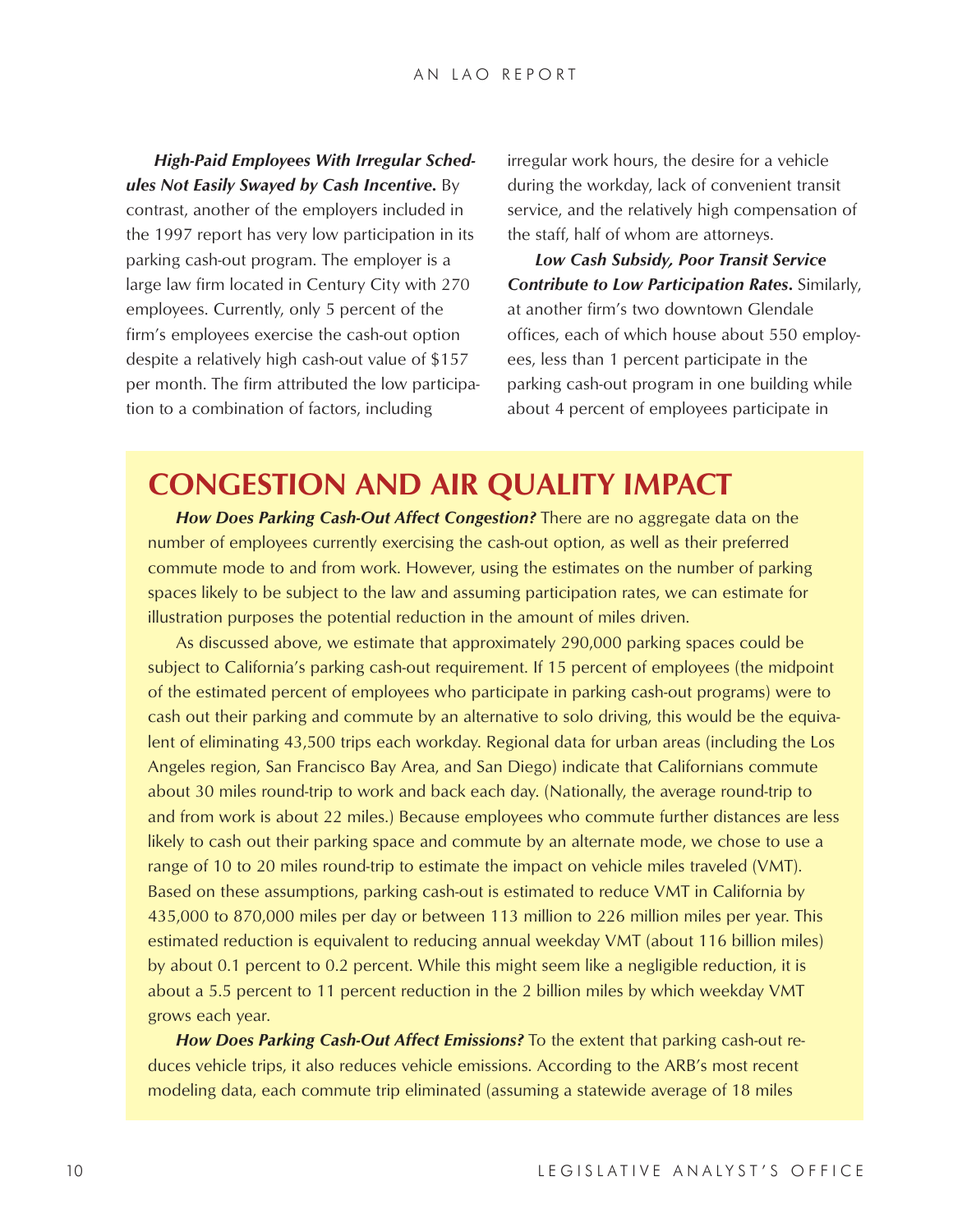***High-Paid Employees With Irregular Schedules Not Easily Swayed by Cash Incentive.*** By contrast, another of the employers included in the 1997 report has very low participation in its parking cash-out program. The employer is a large law firm located in Century City with 270 employees. Currently, only 5 percent of the firm's employees exercise the cash-out option despite a relatively high cash-out value of $157 per month. The firm attributed the low participation to a combination of factors, including irregular work hours, the desire for a vehicle during the workday, lack of convenient transit service, and the relatively high compensation of the staff, half of whom are attorneys.

***Low Cash Subsidy, Poor Transit Service Contribute to Low Participation Rates.*** Similarly, at another firm's two downtown Glendale offices, each of which house about 550 employees, less than 1 percent participate in the parking cash-out program in one building while about 4 percent of employees participate in

## CONGESTION AND AIR QUALITY IMPACT

***How Does Parking Cash-Out Affect Congestion?*** There are no aggregate data on the number of employees currently exercising the cash-out option, as well as their preferred commute mode to and from work. However, using the estimates on the number of parking spaces likely to be subject to the law and assuming participation rates, we can estimate for illustration purposes the potential reduction in the amount of miles driven.

As discussed above, we estimate that approximately 290,000 parking spaces could be subject to California's parking cash-out requirement. If 15 percent of employees (the midpoint of the estimated percent of employees who participate in parking cash-out programs) were to cash out their parking and commute by an alternative to solo driving, this would be the equivalent of eliminating 43,500 trips each workday. Regional data for urban areas (including the Los Angeles region, San Francisco Bay Area, and San Diego) indicate that Californians commute about 30 miles round-trip to work and back each day. (Nationally, the average round-trip to and from work is about 22 miles.) Because employees who commute further distances are less likely to cash out their parking space and commute by an alternate mode, we chose to use a range of 10 to 20 miles round-trip to estimate the impact on vehicle miles traveled (VMT). Based on these assumptions, parking cash-out is estimated to reduce VMT in California by 435,000 to 870,000 miles per day or between 113 million to 226 million miles per year. This estimated reduction is equivalent to reducing annual weekday VMT (about 116 billion miles) by about 0.1 percent to 0.2 percent. While this might seem like a negligible reduction, it is about a 5.5 percent to 11 percent reduction in the 2 billion miles by which weekday VMT grows each year.

***How Does Parking Cash-Out Affect Emissions?*** To the extent that parking cash-out reduces vehicle trips, it also reduces vehicle emissions. According to the ARB's most recent modeling data, each commute trip eliminated (assuming a statewide average of 18 miles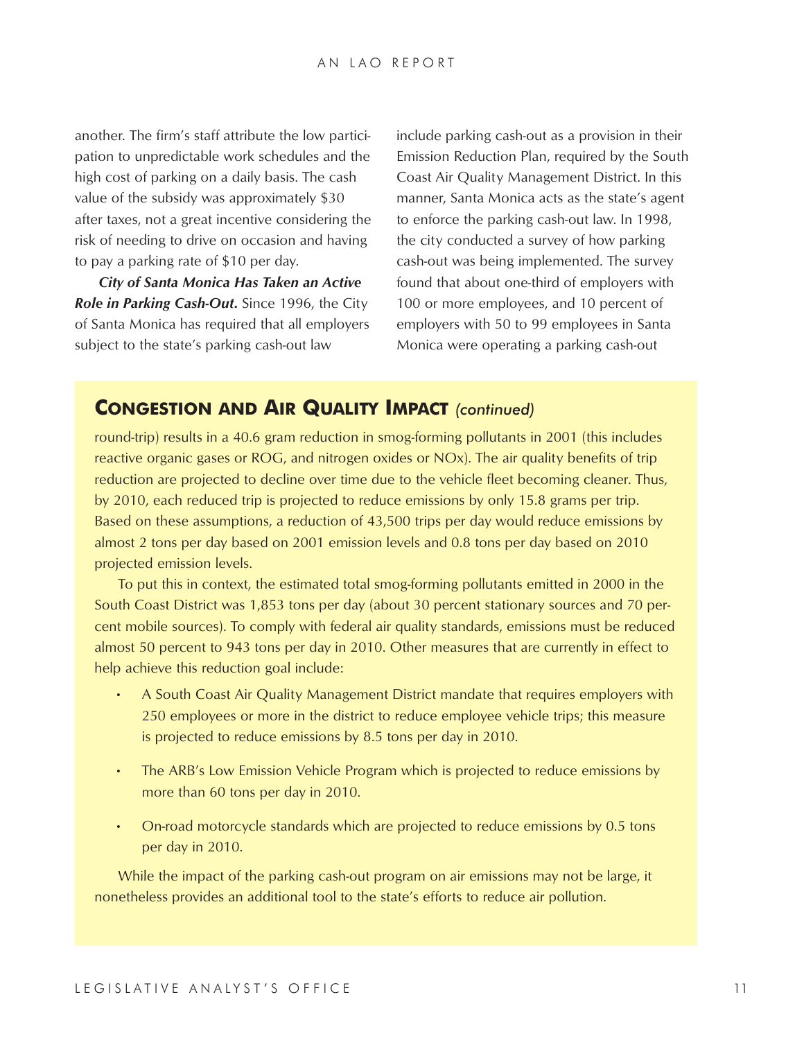another. The firm's staff attribute the low participation to unpredictable work schedules and the high cost of parking on a daily basis. The cash value of the subsidy was approximately $30 after taxes, not a great incentive considering the risk of needing to drive on occasion and having to pay a parking rate of $10 per day.

***City of Santa Monica Has Taken an Active Role in Parking Cash-Out.*** Since 1996, the City of Santa Monica has required that all employers subject to the state's parking cash-out law include parking cash-out as a provision in their Emission Reduction Plan, required by the South Coast Air Quality Management District. In this manner, Santa Monica acts as the state's agent to enforce the parking cash-out law. In 1998, the city conducted a survey of how parking cash-out was being implemented. The survey found that about one-third of employers with 100 or more employees, and 10 percent of employers with 50 to 99 employees in Santa Monica were operating a parking cash-out

## Congestion and Air Quality Impact *(continued)*

round-trip) results in a 40.6 gram reduction in smog-forming pollutants in 2001 (this includes reactive organic gases or ROG, and nitrogen oxides or NOx). The air quality benefits of trip reduction are projected to decline over time due to the vehicle fleet becoming cleaner. Thus, by 2010, each reduced trip is projected to reduce emissions by only 15.8 grams per trip. Based on these assumptions, a reduction of 43,500 trips per day would reduce emissions by almost 2 tons per day based on 2001 emission levels and 0.8 tons per day based on 2010 projected emission levels.

To put this in context, the estimated total smog-forming pollutants emitted in 2000 in the South Coast District was 1,853 tons per day (about 30 percent stationary sources and 70 percent mobile sources). To comply with federal air quality standards, emissions must be reduced almost 50 percent to 943 tons per day in 2010. Other measures that are currently in effect to help achieve this reduction goal include:

- A South Coast Air Quality Management District mandate that requires employers with 250 employees or more in the district to reduce employee vehicle trips; this measure is projected to reduce emissions by 8.5 tons per day in 2010.
- The ARB's Low Emission Vehicle Program which is projected to reduce emissions by more than 60 tons per day in 2010.
- On-road motorcycle standards which are projected to reduce emissions by 0.5 tons per day in 2010.

While the impact of the parking cash-out program on air emissions may not be large, it nonetheless provides an additional tool to the state's efforts to reduce air pollution.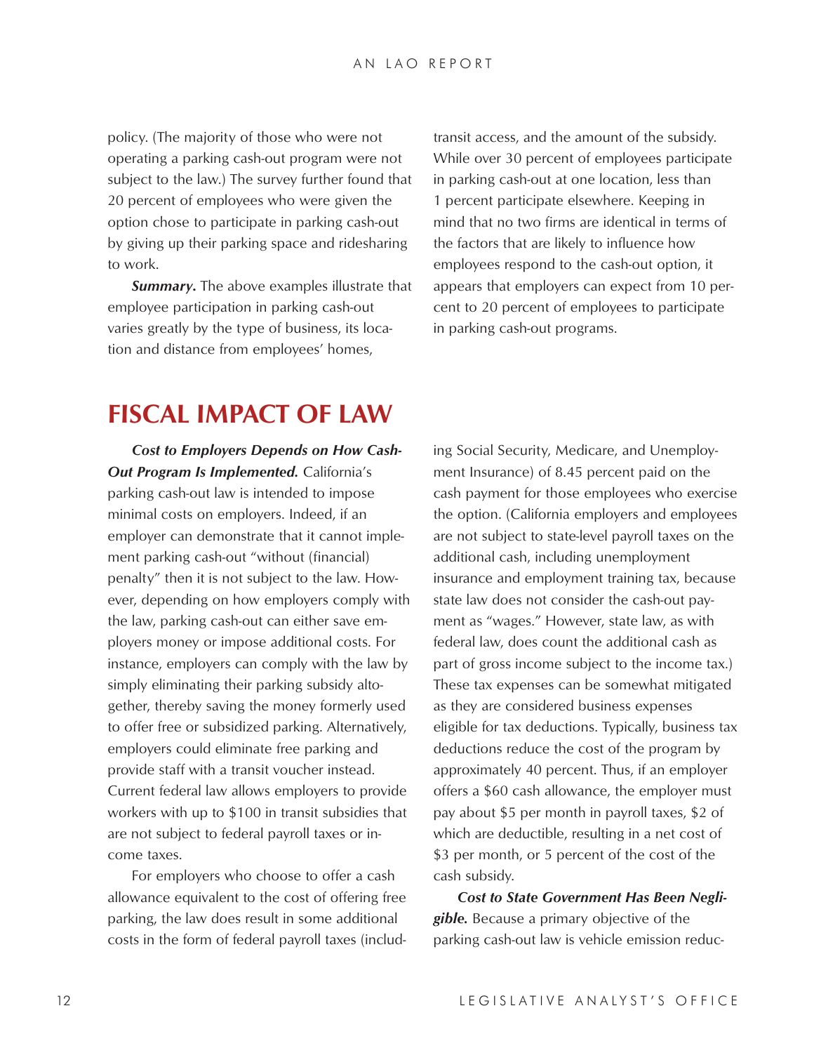policy. (The majority of those who were not operating a parking cash-out program were not subject to the law.) The survey further found that 20 percent of employees who were given the option chose to participate in parking cash-out by giving up their parking space and ridesharing to work.

***Summary.*** The above examples illustrate that employee participation in parking cash-out varies greatly by the type of business, its location and distance from employees' homes, transit access, and the amount of the subsidy. While over 30 percent of employees participate in parking cash-out at one location, less than 1 percent participate elsewhere. Keeping in mind that no two firms are identical in terms of the factors that are likely to influence how employees respond to the cash-out option, it appears that employers can expect from 10 percent to 20 percent of employees to participate in parking cash-out programs.

# FISCAL IMPACT OF LAW

***Cost to Employers Depends on How Cash-Out Program Is Implemented.*** California's parking cash-out law is intended to impose minimal costs on employers. Indeed, if an employer can demonstrate that it cannot implement parking cash-out "without (financial) penalty" then it is not subject to the law. However, depending on how employers comply with the law, parking cash-out can either save employers money or impose additional costs. For instance, employers can comply with the law by simply eliminating their parking subsidy altogether, thereby saving the money formerly used to offer free or subsidized parking. Alternatively, employers could eliminate free parking and provide staff with a transit voucher instead. Current federal law allows employers to provide workers with up to $100 in transit subsidies that are not subject to federal payroll taxes or income taxes.

For employers who choose to offer a cash allowance equivalent to the cost of offering free parking, the law does result in some additional costs in the form of federal payroll taxes (including Social Security, Medicare, and Unemployment Insurance) of 8.45 percent paid on the cash payment for those employees who exercise the option. (California employers and employees are not subject to state-level payroll taxes on the additional cash, including unemployment insurance and employment training tax, because state law does not consider the cash-out payment as "wages." However, state law, as with federal law, does count the additional cash as part of gross income subject to the income tax.) These tax expenses can be somewhat mitigated as they are considered business expenses eligible for tax deductions. Typically, business tax deductions reduce the cost of the program by approximately 40 percent. Thus, if an employer offers a $60 cash allowance, the employer must pay about $5 per month in payroll taxes, $2 of which are deductible, resulting in a net cost of $3 per month, or 5 percent of the cost of the cash subsidy.

***Cost to State Government Has Been Negligible.*** Because a primary objective of the parking cash-out law is vehicle emission reduc-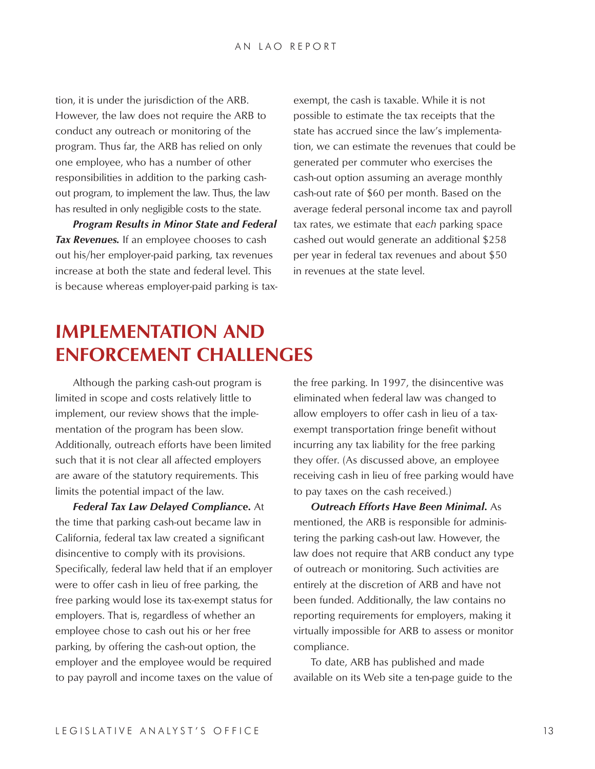tion, it is under the jurisdiction of the ARB. However, the law does not require the ARB to conduct any outreach or monitoring of the program. Thus far, the ARB has relied on only one employee, who has a number of other responsibilities in addition to the parking cash-out program, to implement the law. Thus, the law has resulted in only negligible costs to the state.

***Program Results in Minor State and Federal Tax Revenues.*** If an employee chooses to cash out his/her employer-paid parking, tax revenues increase at both the state and federal level. This is because whereas employer-paid parking is tax-exempt, the cash is taxable. While it is not possible to estimate the tax receipts that the state has accrued since the law's implementation, we can estimate the revenues that could be generated per commuter who exercises the cash-out option assuming an average monthly cash-out rate of $60 per month. Based on the average federal personal income tax and payroll tax rates, we estimate that *each* parking space cashed out would generate an additional $258 per year in federal tax revenues and about $50 in revenues at the state level.

# IMPLEMENTATION AND ENFORCEMENT CHALLENGES

Although the parking cash-out program is limited in scope and costs relatively little to implement, our review shows that the implementation of the program has been slow. Additionally, outreach efforts have been limited such that it is not clear all affected employers are aware of the statutory requirements. This limits the potential impact of the law.

***Federal Tax Law Delayed Compliance.*** At the time that parking cash-out became law in California, federal tax law created a significant disincentive to comply with its provisions. Specifically, federal law held that if an employer were to offer cash in lieu of free parking, the free parking would lose its tax-exempt status for employers. That is, regardless of whether an employee chose to cash out his or her free parking, by offering the cash-out option, the employer and the employee would be required to pay payroll and income taxes on the value of the free parking. In 1997, the disincentive was eliminated when federal law was changed to allow employers to offer cash in lieu of a tax-exempt transportation fringe benefit without incurring any tax liability for the free parking they offer. (As discussed above, an employee receiving cash in lieu of free parking would have to pay taxes on the cash received.)

***Outreach Efforts Have Been Minimal.*** As mentioned, the ARB is responsible for administering the parking cash-out law. However, the law does not require that ARB conduct any type of outreach or monitoring. Such activities are entirely at the discretion of ARB and have not been funded. Additionally, the law contains no reporting requirements for employers, making it virtually impossible for ARB to assess or monitor compliance.

To date, ARB has published and made available on its Web site a ten-page guide to the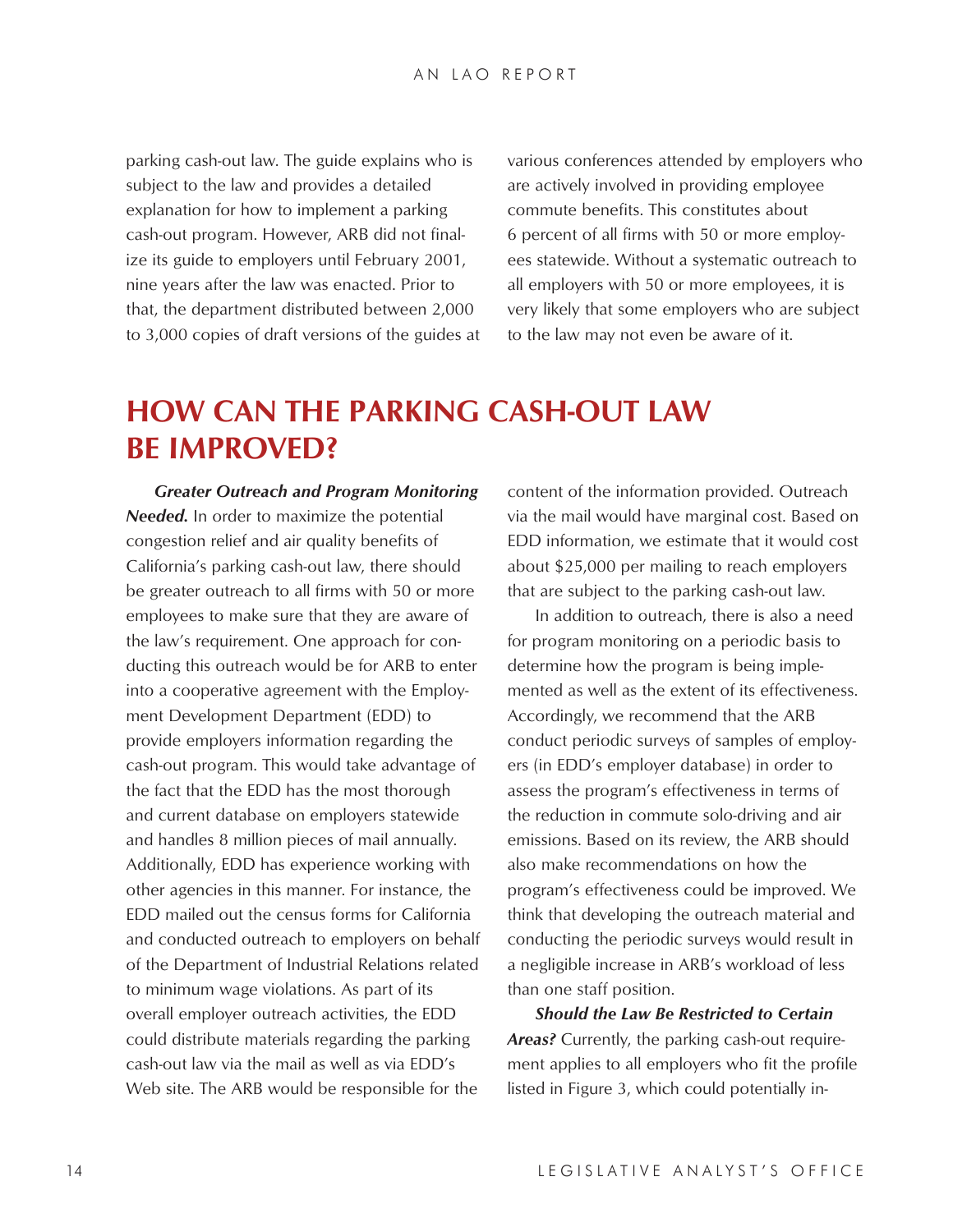parking cash-out law. The guide explains who is subject to the law and provides a detailed explanation for how to implement a parking cash-out program. However, ARB did not finalize its guide to employers until February 2001, nine years after the law was enacted. Prior to that, the department distributed between 2,000 to 3,000 copies of draft versions of the guides at various conferences attended by employers who are actively involved in providing employee commute benefits. This constitutes about 6 percent of all firms with 50 or more employees statewide. Without a systematic outreach to all employers with 50 or more employees, it is very likely that some employers who are subject to the law may not even be aware of it.

# HOW CAN THE PARKING CASH-OUT LAW BE IMPROVED?

***Greater Outreach and Program Monitoring Needed.*** In order to maximize the potential congestion relief and air quality benefits of California's parking cash-out law, there should be greater outreach to all firms with 50 or more employees to make sure that they are aware of the law's requirement. One approach for conducting this outreach would be for ARB to enter into a cooperative agreement with the Employment Development Department (EDD) to provide employers information regarding the cash-out program. This would take advantage of the fact that the EDD has the most thorough and current database on employers statewide and handles 8 million pieces of mail annually. Additionally, EDD has experience working with other agencies in this manner. For instance, the EDD mailed out the census forms for California and conducted outreach to employers on behalf of the Department of Industrial Relations related to minimum wage violations. As part of its overall employer outreach activities, the EDD could distribute materials regarding the parking cash-out law via the mail as well as via EDD's Web site. The ARB would be responsible for the content of the information provided. Outreach via the mail would have marginal cost. Based on EDD information, we estimate that it would cost about $25,000 per mailing to reach employers that are subject to the parking cash-out law.

In addition to outreach, there is also a need for program monitoring on a periodic basis to determine how the program is being implemented as well as the extent of its effectiveness. Accordingly, we recommend that the ARB conduct periodic surveys of samples of employers (in EDD's employer database) in order to assess the program's effectiveness in terms of the reduction in commute solo-driving and air emissions. Based on its review, the ARB should also make recommendations on how the program's effectiveness could be improved. We think that developing the outreach material and conducting the periodic surveys would result in a negligible increase in ARB's workload of less than one staff position.

***Should the Law Be Restricted to Certain Areas?*** Currently, the parking cash-out requirement applies to all employers who fit the profile listed in Figure 3, which could potentially in-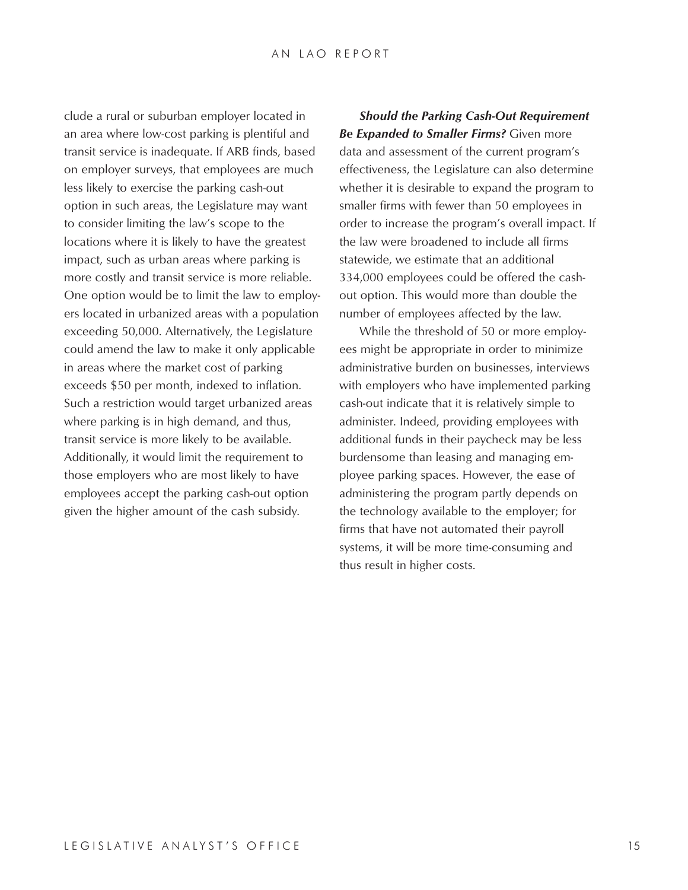clude a rural or suburban employer located in an area where low-cost parking is plentiful and transit service is inadequate. If ARB finds, based on employer surveys, that employees are much less likely to exercise the parking cash-out option in such areas, the Legislature may want to consider limiting the law's scope to the locations where it is likely to have the greatest impact, such as urban areas where parking is more costly and transit service is more reliable. One option would be to limit the law to employers located in urbanized areas with a population exceeding 50,000. Alternatively, the Legislature could amend the law to make it only applicable in areas where the market cost of parking exceeds $50 per month, indexed to inflation. Such a restriction would target urbanized areas where parking is in high demand, and thus, transit service is more likely to be available. Additionally, it would limit the requirement to those employers who are most likely to have employees accept the parking cash-out option given the higher amount of the cash subsidy.

***Should the Parking Cash-Out Requirement Be Expanded to Smaller Firms?*** Given more data and assessment of the current program's effectiveness, the Legislature can also determine whether it is desirable to expand the program to smaller firms with fewer than 50 employees in order to increase the program's overall impact. If the law were broadened to include all firms statewide, we estimate that an additional 334,000 employees could be offered the cash-out option. This would more than double the number of employees affected by the law.

While the threshold of 50 or more employees might be appropriate in order to minimize administrative burden on businesses, interviews with employers who have implemented parking cash-out indicate that it is relatively simple to administer. Indeed, providing employees with additional funds in their paycheck may be less burdensome than leasing and managing employee parking spaces. However, the ease of administering the program partly depends on the technology available to the employer; for firms that have not automated their payroll systems, it will be more time-consuming and thus result in higher costs.